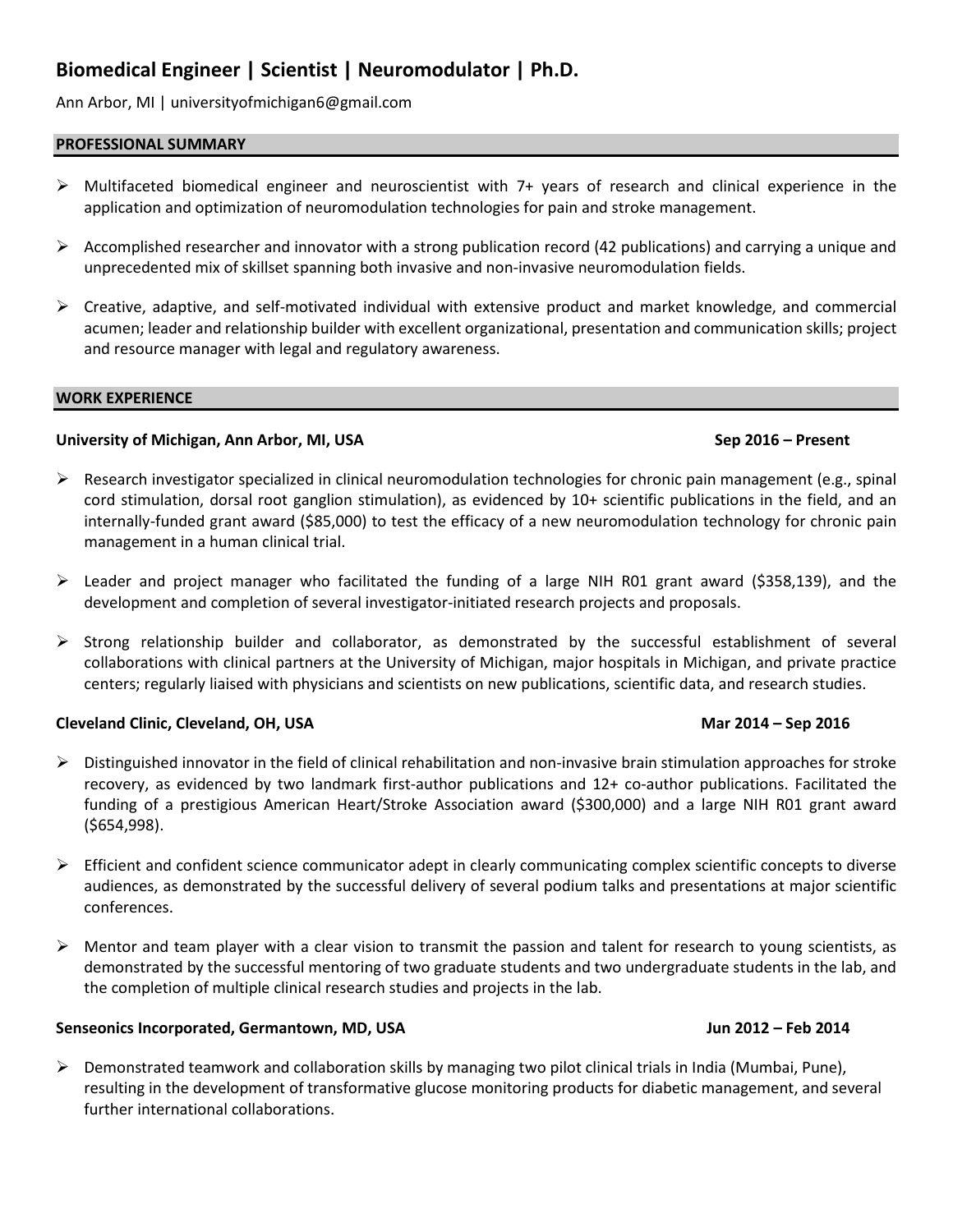# Biomedical Engineer | Scientist | Neuromodulator | Ph.D.

Ann Arbor, MI | universityofmichigan6@gmail.com

## PROFESSIONAL SUMMARY

- Multifaceted biomedical engineer and neuroscientist with 7+ years of research and clinical experience in the application and optimization of neuromodulation technologies for pain and stroke management.
- Accomplished researcher and innovator with a strong publication record (42 publications) and carrying a unique and unprecedented mix of skillset spanning both invasive and non-invasive neuromodulation fields.
- Creative, adaptive, and self-motivated individual with extensive product and market knowledge, and commercial acumen; leader and relationship builder with excellent organizational, presentation and communication skills; project and resource manager with legal and regulatory awareness.

## WORK EXPERIENCE

**University of Michigan, Ann Arbor, MI, USA** — **Sep 2016 – Present**

- Research investigator specialized in clinical neuromodulation technologies for chronic pain management (e.g., spinal cord stimulation, dorsal root ganglion stimulation), as evidenced by 10+ scientific publications in the field, and an internally-funded grant award ($85,000) to test the efficacy of a new neuromodulation technology for chronic pain management in a human clinical trial.
- Leader and project manager who facilitated the funding of a large NIH R01 grant award ($358,139), and the development and completion of several investigator-initiated research projects and proposals.
- Strong relationship builder and collaborator, as demonstrated by the successful establishment of several collaborations with clinical partners at the University of Michigan, major hospitals in Michigan, and private practice centers; regularly liaised with physicians and scientists on new publications, scientific data, and research studies.

**Cleveland Clinic, Cleveland, OH, USA** — **Mar 2014 – Sep 2016**

- Distinguished innovator in the field of clinical rehabilitation and non-invasive brain stimulation approaches for stroke recovery, as evidenced by two landmark first-author publications and 12+ co-author publications. Facilitated the funding of a prestigious American Heart/Stroke Association award ($300,000) and a large NIH R01 grant award ($654,998).
- Efficient and confident science communicator adept in clearly communicating complex scientific concepts to diverse audiences, as demonstrated by the successful delivery of several podium talks and presentations at major scientific conferences.
- Mentor and team player with a clear vision to transmit the passion and talent for research to young scientists, as demonstrated by the successful mentoring of two graduate students and two undergraduate students in the lab, and the completion of multiple clinical research studies and projects in the lab.

**Senseonics Incorporated, Germantown, MD, USA** — **Jun 2012 – Feb 2014**

- Demonstrated teamwork and collaboration skills by managing two pilot clinical trials in India (Mumbai, Pune), resulting in the development of transformative glucose monitoring products for diabetic management, and several further international collaborations.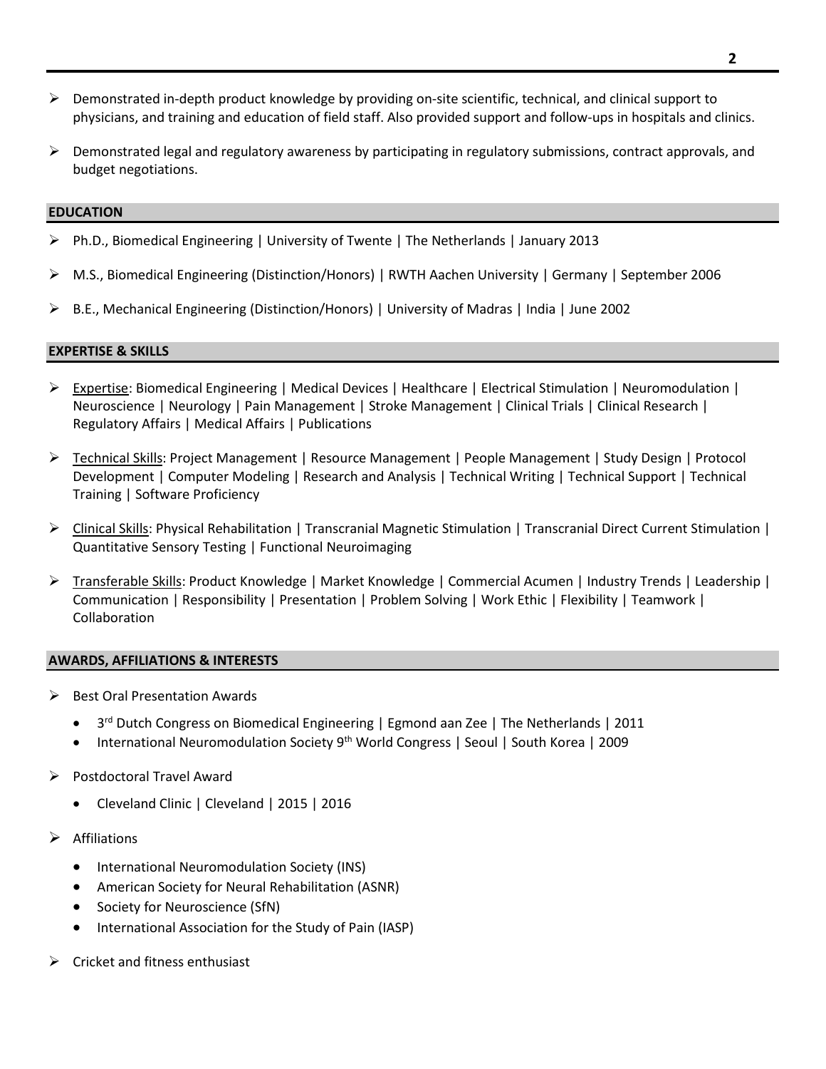- Demonstrated in-depth product knowledge by providing on-site scientific, technical, and clinical support to physicians, and training and education of field staff. Also provided support and follow-ups in hospitals and clinics.
- Demonstrated legal and regulatory awareness by participating in regulatory submissions, contract approvals, and budget negotiations.

## EDUCATION

- Ph.D., Biomedical Engineering | University of Twente | The Netherlands | January 2013
- M.S., Biomedical Engineering (Distinction/Honors) | RWTH Aachen University | Germany | September 2006
- B.E., Mechanical Engineering (Distinction/Honors) | University of Madras | India | June 2002

## EXPERTISE & SKILLS

- Expertise: Biomedical Engineering | Medical Devices | Healthcare | Electrical Stimulation | Neuromodulation | Neuroscience | Neurology | Pain Management | Stroke Management | Clinical Trials | Clinical Research | Regulatory Affairs | Medical Affairs | Publications
- Technical Skills: Project Management | Resource Management | People Management | Study Design | Protocol Development | Computer Modeling | Research and Analysis | Technical Writing | Technical Support | Technical Training | Software Proficiency
- Clinical Skills: Physical Rehabilitation | Transcranial Magnetic Stimulation | Transcranial Direct Current Stimulation | Quantitative Sensory Testing | Functional Neuroimaging
- Transferable Skills: Product Knowledge | Market Knowledge | Commercial Acumen | Industry Trends | Leadership | Communication | Responsibility | Presentation | Problem Solving | Work Ethic | Flexibility | Teamwork | Collaboration

## AWARDS, AFFILIATIONS & INTERESTS

- Best Oral Presentation Awards
  - 3rd Dutch Congress on Biomedical Engineering | Egmond aan Zee | The Netherlands | 2011
  - International Neuromodulation Society 9th World Congress | Seoul | South Korea | 2009
- Postdoctoral Travel Award
  - Cleveland Clinic | Cleveland | 2015 | 2016
- Affiliations
  - International Neuromodulation Society (INS)
  - American Society for Neural Rehabilitation (ASNR)
  - Society for Neuroscience (SfN)
  - International Association for the Study of Pain (IASP)
- Cricket and fitness enthusiast